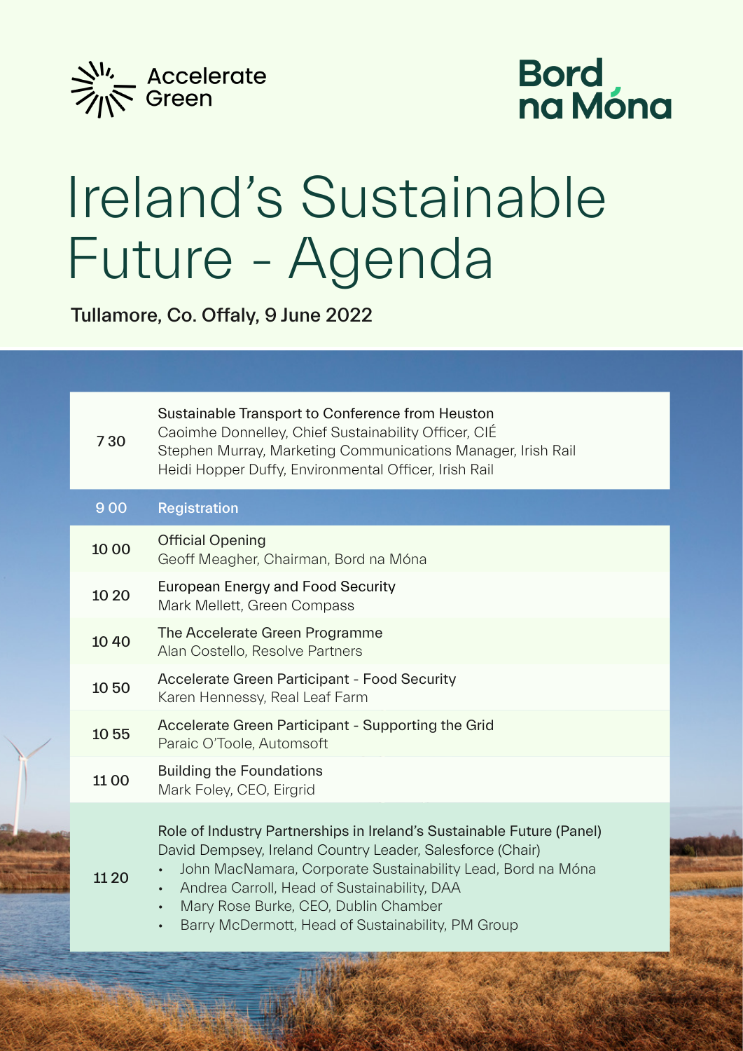Accelerate Green

Bord na Móna

# Ireland's Sustainable Future - Agenda

**Tullamore, Co. Offaly, 9 June 2022**

| Time | Session |
| --- | --- |
| 7 30 | Sustainable Transport to Conference from Heuston<br>Caoimhe Donnelley, Chief Sustainability Officer, CIÉ<br>Stephen Murray, Marketing Communications Manager, Irish Rail<br>Heidi Hopper Duffy, Environmental Officer, Irish Rail |
| 9 00 | Registration |
| 10 00 | Official Opening<br>Geoff Meagher, Chairman, Bord na Móna |
| 10 20 | European Energy and Food Security<br>Mark Mellett, Green Compass |
| 10 40 | The Accelerate Green Programme<br>Alan Costello, Resolve Partners |
| 10 50 | Accelerate Green Participant - Food Security<br>Karen Hennessy, Real Leaf Farm |
| 10 55 | Accelerate Green Participant - Supporting the Grid<br>Paraic O'Toole, Automsoft |
| 11 00 | Building the Foundations<br>Mark Foley, CEO, Eirgrid |
| 11 20 | Role of Industry Partnerships in Ireland's Sustainable Future (Panel)<br>David Dempsey, Ireland Country Leader, Salesforce (Chair)<br>• John MacNamara, Corporate Sustainability Lead, Bord na Móna<br>• Andrea Carroll, Head of Sustainability, DAA<br>• Mary Rose Burke, CEO, Dublin Chamber<br>• Barry McDermott, Head of Sustainability, PM Group |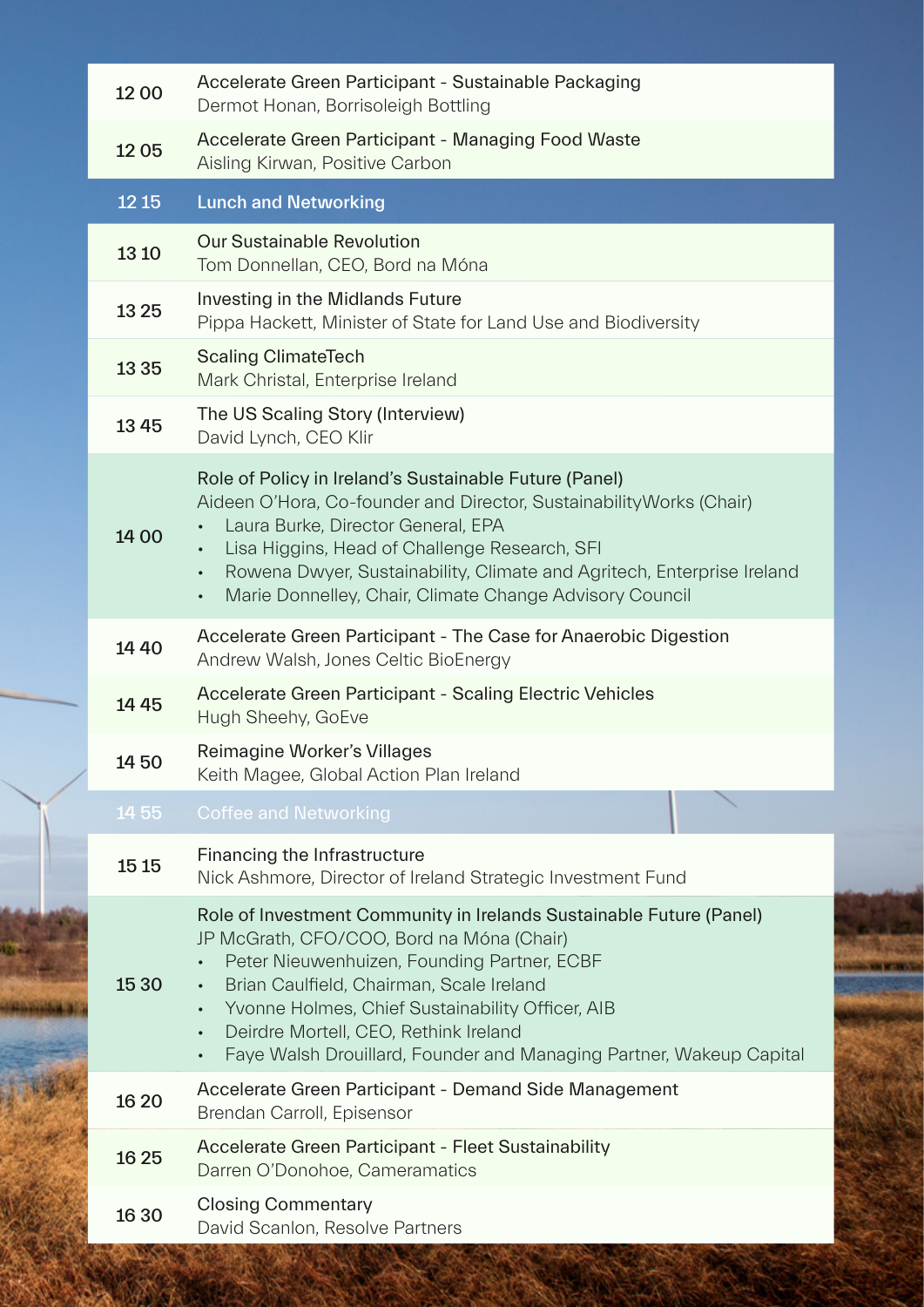| | |
|---|---|
| 12 00 | Accelerate Green Participant - Sustainable Packaging<br>Dermot Honan, Borrisoleigh Bottling |
| 12 05 | Accelerate Green Participant - Managing Food Waste<br>Aisling Kirwan, Positive Carbon |
| 12 15 | **Lunch and Networking** |
| 13 10 | Our Sustainable Revolution<br>Tom Donnellan, CEO, Bord na Móna |
| 13 25 | Investing in the Midlands Future<br>Pippa Hackett, Minister of State for Land Use and Biodiversity |
| 13 35 | Scaling ClimateTech<br>Mark Christal, Enterprise Ireland |
| 13 45 | The US Scaling Story (Interview)<br>David Lynch, CEO Klir |
| 14 00 | Role of Policy in Ireland's Sustainable Future (Panel)<br>Aideen O'Hora, Co-founder and Director, SustainabilityWorks (Chair)<br>• Laura Burke, Director General, EPA<br>• Lisa Higgins, Head of Challenge Research, SFI<br>• Rowena Dwyer, Sustainability, Climate and Agritech, Enterprise Ireland<br>• Marie Donnelley, Chair, Climate Change Advisory Council |
| 14 40 | Accelerate Green Participant - The Case for Anaerobic Digestion<br>Andrew Walsh, Jones Celtic BioEnergy |
| 14 45 | Accelerate Green Participant - Scaling Electric Vehicles<br>Hugh Sheehy, GoEve |
| 14 50 | Reimagine Worker's Villages<br>Keith Magee, Global Action Plan Ireland |
| 14 55 | Coffee and Networking |
| 15 15 | Financing the Infrastructure<br>Nick Ashmore, Director of Ireland Strategic Investment Fund |
| 15 30 | Role of Investment Community in Irelands Sustainable Future (Panel)<br>JP McGrath, CFO/COO, Bord na Móna (Chair)<br>• Peter Nieuwenhuizen, Founding Partner, ECBF<br>• Brian Caulfield, Chairman, Scale Ireland<br>• Yvonne Holmes, Chief Sustainability Officer, AIB<br>• Deirdre Mortell, CEO, Rethink Ireland<br>• Faye Walsh Drouillard, Founder and Managing Partner, Wakeup Capital |
| 16 20 | Accelerate Green Participant - Demand Side Management<br>Brendan Carroll, Episensor |
| 16 25 | Accelerate Green Participant - Fleet Sustainability<br>Darren O'Donohoe, Cameramatics |
| 16 30 | Closing Commentary<br>David Scanlon, Resolve Partners |